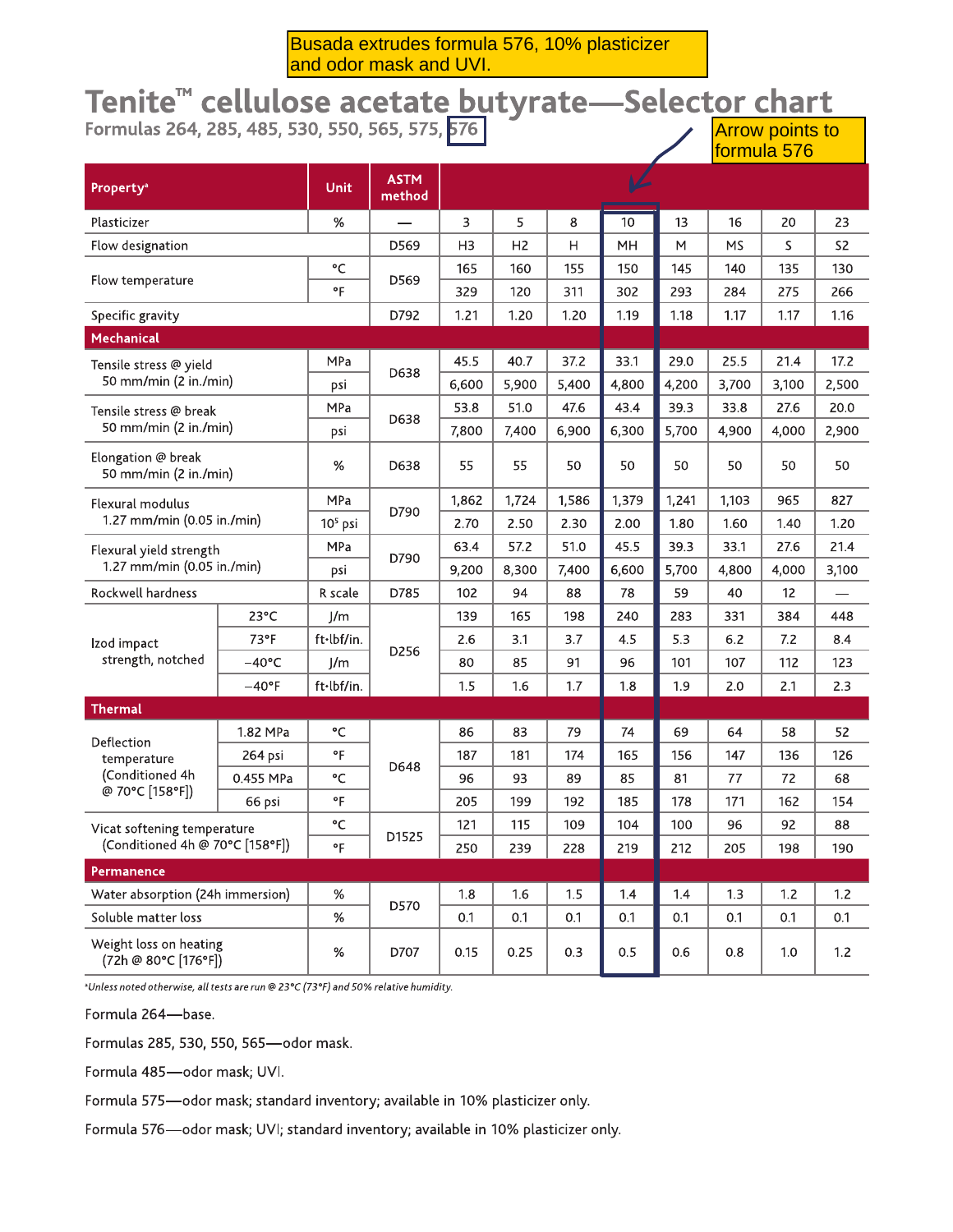Busada extrudes formula 576, 10% plasticizer and odor mask and UVI.

# Tenite™ cellulose acetate butyrate—Selector chart

Formulas 264, 285, 485, 530, 550, 565, 575, 576

Arrow points to formula 576

| Property* | | Unit | ASTM method | | | | | | | | |
|---|---|---|---|---|---|---|---|---|---|---|---|
| Plasticizer | | % | — | 3 | 5 | 8 | 10 | 13 | 16 | 20 | 23 |
| Flow designation | | | D569 | H3 | H2 | H | MH | M | MS | S | S2 |
| Flow temperature | | °C | D569 | 165 | 160 | 155 | 150 | 145 | 140 | 135 | 130 |
| | | °F | | 329 | 120 | 311 | 302 | 293 | 284 | 275 | 266 |
| Specific gravity | | | D792 | 1.21 | 1.20 | 1.20 | 1.19 | 1.18 | 1.17 | 1.17 | 1.16 |
| **Mechanical** | | | | | | | | | | | |
| Tensile stress @ yield 50 mm/min (2 in./min) | | MPa | D638 | 45.5 | 40.7 | 37.2 | 33.1 | 29.0 | 25.5 | 21.4 | 17.2 |
| | | psi | | 6,600 | 5,900 | 5,400 | 4,800 | 4,200 | 3,700 | 3,100 | 2,500 |
| Tensile stress @ break 50 mm/min (2 in./min) | | MPa | D638 | 53.8 | 51.0 | 47.6 | 43.4 | 39.3 | 33.8 | 27.6 | 20.0 |
| | | psi | | 7,800 | 7,400 | 6,900 | 6,300 | 5,700 | 4,900 | 4,000 | 2,900 |
| Elongation @ break 50 mm/min (2 in./min) | | % | D638 | 55 | 55 | 50 | 50 | 50 | 50 | 50 | 50 |
| Flexural modulus 1.27 mm/min (0.05 in./min) | | MPa | D790 | 1,862 | 1,724 | 1,586 | 1,379 | 1,241 | 1,103 | 965 | 827 |
| | | $10^5$ psi | | 2.70 | 2.50 | 2.30 | 2.00 | 1.80 | 1.60 | 1.40 | 1.20 |
| Flexural yield strength 1.27 mm/min (0.05 in./min) | | MPa | D790 | 63.4 | 57.2 | 51.0 | 45.5 | 39.3 | 33.1 | 27.6 | 21.4 |
| | | psi | | 9,200 | 8,300 | 7,400 | 6,600 | 5,700 | 4,800 | 4,000 | 3,100 |
| Rockwell hardness | | R scale | D785 | 102 | 94 | 88 | 78 | 59 | 40 | 12 | — |
| Izod impact strength, notched | 23°C | J/m | D256 | 139 | 165 | 198 | 240 | 283 | 331 | 384 | 448 |
| | 73°F | ft·lbf/in. | | 2.6 | 3.1 | 3.7 | 4.5 | 5.3 | 6.2 | 7.2 | 8.4 |
| | −40°C | J/m | | 80 | 85 | 91 | 96 | 101 | 107 | 112 | 123 |
| | −40°F | ft·lbf/in. | | 1.5 | 1.6 | 1.7 | 1.8 | 1.9 | 2.0 | 2.1 | 2.3 |
| **Thermal** | | | | | | | | | | | |
| Deflection temperature (Conditioned 4h @ 70°C [158°F]) | 1.82 MPa | °C | D648 | 86 | 83 | 79 | 74 | 69 | 64 | 58 | 52 |
| | 264 psi | °F | | 187 | 181 | 174 | 165 | 156 | 147 | 136 | 126 |
| | 0.455 MPa | °C | | 96 | 93 | 89 | 85 | 81 | 77 | 72 | 68 |
| | 66 psi | °F | | 205 | 199 | 192 | 185 | 178 | 171 | 162 | 154 |
| Vicat softening temperature (Conditioned 4h @ 70°C [158°F]) | | °C | D1525 | 121 | 115 | 109 | 104 | 100 | 96 | 92 | 88 |
| | | °F | | 250 | 239 | 228 | 219 | 212 | 205 | 198 | 190 |
| **Permanence** | | | | | | | | | | | |
| Water absorption (24h immersion) | | % | D570 | 1.8 | 1.6 | 1.5 | 1.4 | 1.4 | 1.3 | 1.2 | 1.2 |
| Soluble matter loss | | % | | 0.1 | 0.1 | 0.1 | 0.1 | 0.1 | 0.1 | 0.1 | 0.1 |
| Weight loss on heating (72h @ 80°C [176°F]) | | % | D707 | 0.15 | 0.25 | 0.3 | 0.5 | 0.6 | 0.8 | 1.0 | 1.2 |

*Unless noted otherwise, all tests are run @ 23°C (73°F) and 50% relative humidity.*

Formula 264—base.

Formulas 285, 530, 550, 565—odor mask.

Formula 485—odor mask; UVI.

Formula 575—odor mask; standard inventory; available in 10% plasticizer only.

Formula 576—odor mask; UVI; standard inventory; available in 10% plasticizer only.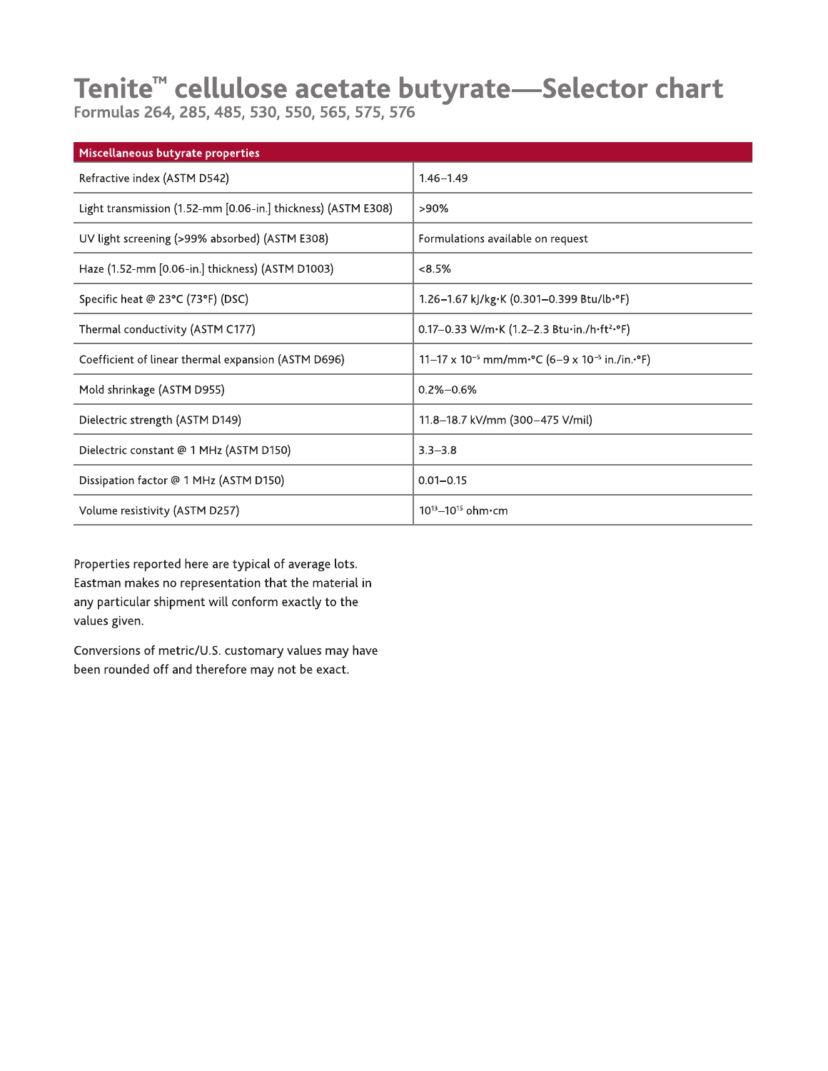# Tenite™ cellulose acetate butyrate—Selector chart

Formulas 264, 285, 485, 530, 550, 565, 575, 576

| Miscellaneous butyrate properties | |
|---|---|
| Refractive index (ASTM D542) | 1.46–1.49 |
| Light transmission (1.52-mm [0.06-in.] thickness) (ASTM E308) | >90% |
| UV light screening (>99% absorbed) (ASTM E308) | Formulations available on request |
| Haze (1.52-mm [0.06-in.] thickness) (ASTM D1003) | <8.5% |
| Specific heat @ 23°C (73°F) (DSC) | 1.26–1.67 kJ/kg·K (0.301–0.399 Btu/lb·°F) |
| Thermal conductivity (ASTM C177) | 0.17–0.33 W/m·K (1.2–2.3 Btu·in./h·ft$^{2}$·°F) |
| Coefficient of linear thermal expansion (ASTM D696) | 11–17 x $10^{-5}$ mm/mm·°C (6–9 x $10^{-5}$ in./in.·°F) |
| Mold shrinkage (ASTM D955) | 0.2%–0.6% |
| Dielectric strength (ASTM D149) | 11.8–18.7 kV/mm (300–475 V/mil) |
| Dielectric constant @ 1 MHz (ASTM D150) | 3.3–3.8 |
| Dissipation factor @ 1 MHz (ASTM D150) | 0.01–0.15 |
| Volume resistivity (ASTM D257) | $10^{13}$–$10^{15}$ ohm·cm |

Properties reported here are typical of average lots. Eastman makes no representation that the material in any particular shipment will conform exactly to the values given.

Conversions of metric/U.S. customary values may have been rounded off and therefore may not be exact.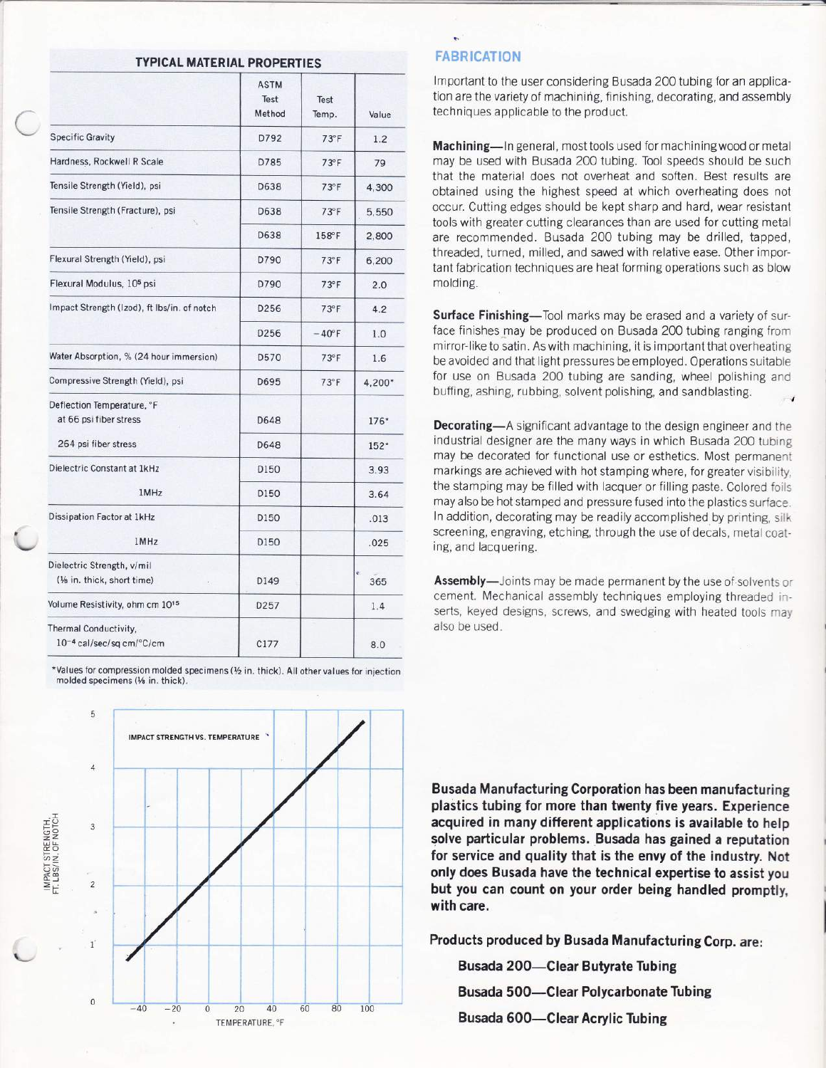## TYPICAL MATERIAL PROPERTIES

| | ASTM Test Method | Test Temp. | Value |
|---|---|---|---|
| Specific Gravity | D792 | 73°F | 1.2 |
| Hardness, Rockwell R Scale | D785 | 73°F | 79 |
| Tensile Strength (Yield), psi | D638 | 73°F | 4,300 |
| Tensile Strength (Fracture), psi | D638 | 73°F | 5,550 |
| | D638 | 158°F | 2,800 |
| Flexural Strength (Yield), psi | D790 | 73°F | 6,200 |
| Flexural Modulus, $10^5$ psi | D790 | 73°F | 2.0 |
| Impact Strength (Izod), ft lbs/in. of notch | D256 | 73°F | 4.2 |
| | D256 | −40°F | 1.0 |
| Water Absorption, % (24 hour immersion) | D570 | 73°F | 1.6 |
| Compressive Strength (Yield), psi | D695 | 73°F | 4,200* |
| Deflection Temperature, °F at 66 psi fiber stress | D648 | | 176* |
| 264 psi fiber stress | D648 | | 152* |
| Dielectric Constant at 1kHz | D150 | | 3.93 |
| 1MHz | D150 | | 3.64 |
| Dissipation Factor at 1kHz | D150 | | .013 |
| 1MHz | D150 | | .025 |
| Dielectric Strength, v/mil (⅛ in. thick, short time) | D149 | | 365 |
| Volume Resistivity, ohm cm $10^{15}$ | D257 | | 1.4 |
| Thermal Conductivity, $10^{-4}$ cal/sec/sq cm/°C/cm | C177 | | 8.0 |

*Values for compression molded specimens (½ in. thick). All other values for injection molded specimens (⅛ in. thick).

IMPACT STRENGTH VS. TEMPERATURE

## FABRICATION

Important to the user considering Busada 200 tubing for an application are the variety of machining, finishing, decorating, and assembly techniques applicable to the product.

**Machining**—In general, most tools used for machining wood or metal may be used with Busada 200 tubing. Tool speeds should be such that the material does not overheat and soften. Best results are obtained using the highest speed at which overheating does not occur. Cutting edges should be kept sharp and hard, wear resistant tools with greater cutting clearances than are used for cutting metal are recommended. Busada 200 tubing may be drilled, tapped, threaded, turned, milled, and sawed with relative ease. Other important fabrication techniques are heat forming operations such as blow molding.

**Surface Finishing**—Tool marks may be erased and a variety of surface finishes may be produced on Busada 200 tubing ranging from mirror-like to satin. As with machining, it is important that overheating be avoided and that light pressures be employed. Operations suitable for use on Busada 200 tubing are sanding, wheel polishing and buffing, ashing, rubbing, solvent polishing, and sandblasting.

**Decorating**—A significant advantage to the design engineer and the industrial designer are the many ways in which Busada 200 tubing may be decorated for functional use or esthetics. Most permanent markings are achieved with hot stamping where, for greater visibility, the stamping may be filled with lacquer or filling paste. Colored foils may also be hot stamped and pressure fused into the plastics surface. In addition, decorating may be readily accomplished by printing, silk screening, engraving, etching, through the use of decals, metal coating, and lacquering.

**Assembly**—Joints may be made permanent by the use of solvents or cement. Mechanical assembly techniques employing threaded inserts, keyed designs, screws, and swedging with heated tools may also be used.

**Busada Manufacturing Corporation has been manufacturing plastics tubing for more than twenty five years. Experience acquired in many different applications is available to help solve particular problems. Busada has gained a reputation for service and quality that is the envy of the industry. Not only does Busada have the technical expertise to assist you but you can count on your order being handled promptly, with care.**

**Products produced by Busada Manufacturing Corp. are:**

- **Busada 200—Clear Butyrate Tubing**
- **Busada 500—Clear Polycarbonate Tubing**
- **Busada 600—Clear Acrylic Tubing**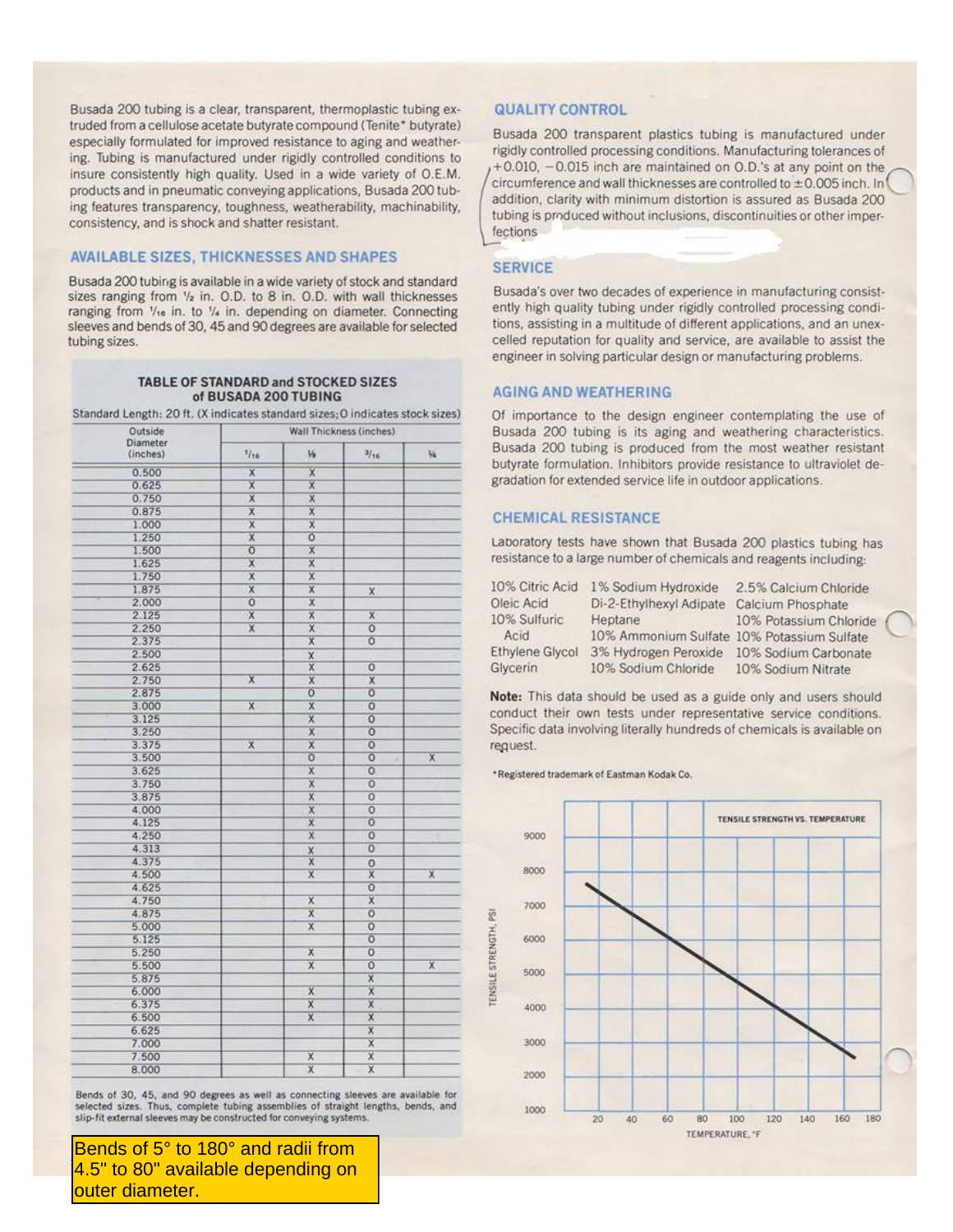Busada 200 tubing is a clear, transparent, thermoplastic tubing extruded from a cellulose acetate butyrate compound (Tenite* butyrate) especially formulated for improved resistance to aging and weathering. Tubing is manufactured under rigidly controlled conditions to insure consistently high quality. Used in a wide variety of O.E.M. products and in pneumatic conveying applications, Busada 200 tubing features transparency, toughness, weatherability, machinability, consistency, and is shock and shatter resistant.

## AVAILABLE SIZES, THICKNESSES AND SHAPES

Busada 200 tubing is available in a wide variety of stock and standard sizes ranging from ½ in. O.D. to 8 in. O.D. with wall thicknesses ranging from 1/16 in. to ¼ in. depending on diameter. Connecting sleeves and bends of 30, 45 and 90 degrees are available for selected tubing sizes.

### TABLE OF STANDARD and STOCKED SIZES of BUSADA 200 TUBING

Standard Length: 20 ft. (X indicates standard sizes; O indicates stock sizes)

| Outside Diameter (inches) | Wall Thickness (inches) | | | |
|---|---|---|---|---|
| | 1/16 | ⅛ | 3/16 | ¼ |
| 0.500 | X | X | | |
| 0.625 | X | X | | |
| 0.750 | X | X | | |
| 0.875 | X | X | | |
| 1.000 | X | X | | |
| 1.250 | X | O | | |
| 1.500 | O | X | | |
| 1.625 | X | X | | |
| 1.750 | X | X | | |
| 1.875 | X | X | X | |
| 2.000 | O | X | | |
| 2.125 | X | X | X | |
| 2.250 | X | X | O | |
| 2.375 | | X | O | |
| 2.500 | | X | | |
| 2.625 | | X | O | |
| 2.750 | X | X | X | |
| 2.875 | | O | O | |
| 3.000 | X | X | O | |
| 3.125 | | X | O | |
| 3.250 | | X | O | |
| 3.375 | X | X | O | |
| 3.500 | | O | O | X |
| 3.625 | | X | O | |
| 3.750 | | X | O | |
| 3.875 | | X | O | |
| 4.000 | | X | O | |
| 4.125 | | X | O | |
| 4.250 | | X | O | |
| 4.313 | | X | O | |
| 4.375 | | X | O | |
| 4.500 | | X | X | X |
| 4.625 | | | O | |
| 4.750 | | X | X | |
| 4.875 | | X | O | |
| 5.000 | | X | O | |
| 5.125 | | | O | |
| 5.250 | | X | O | |
| 5.500 | | X | O | X |
| 5.875 | | | X | |
| 6.000 | | X | X | |
| 6.375 | | X | X | |
| 6.500 | | X | X | |
| 6.625 | | | X | |
| 7.000 | | | X | |
| 7.500 | | X | X | |
| 8.000 | | X | X | |

Bends of 30, 45, and 90 degrees as well as connecting sleeves are available for selected sizes. Thus, complete tubing assemblies of straight lengths, bends, and slip-fit external sleeves may be constructed for conveying systems.

Bends of 5° to 180° and radii from 4.5" to 80" available depending on outer diameter.

## QUALITY CONTROL

Busada 200 transparent plastics tubing is manufactured under rigidly controlled processing conditions. Manufacturing tolerances of +0.010, −0.015 inch are maintained on O.D.'s at any point on the circumference and wall thicknesses are controlled to ±0.005 inch. In addition, clarity with minimum distortion is assured as Busada 200 tubing is produced without inclusions, discontinuities or other imperfections

## SERVICE

Busada's over two decades of experience in manufacturing consistently high quality tubing under rigidly controlled processing conditions, assisting in a multitude of different applications, and an unexcelled reputation for quality and service, are available to assist the engineer in solving particular design or manufacturing problems.

## AGING AND WEATHERING

Of importance to the design engineer contemplating the use of Busada 200 tubing is its aging and weathering characteristics. Busada 200 tubing is produced from the most weather resistant butyrate formulation. Inhibitors provide resistance to ultraviolet degradation for extended service life in outdoor applications.

## CHEMICAL RESISTANCE

Laboratory tests have shown that Busada 200 plastics tubing has resistance to a large number of chemicals and reagents including:

| | | |
|---|---|---|
| 10% Citric Acid | 1% Sodium Hydroxide | 2.5% Calcium Chloride |
| Oleic Acid | Di-2-Ethylhexyl Adipate | Calcium Phosphate |
| 10% Sulfuric Acid | Heptane | 10% Potassium Chloride |
| | 10% Ammonium Sulfate | 10% Potassium Sulfate |
| Ethylene Glycol | 3% Hydrogen Peroxide | 10% Sodium Carbonate |
| Glycerin | 10% Sodium Chloride | 10% Sodium Nitrate |

**Note:** This data should be used as a guide only and users should conduct their own tests under representative service conditions. Specific data involving literally hundreds of chemicals is available on request.

*Registered trademark of Eastman Kodak Co.

TENSILE STRENGTH VS. TEMPERATURE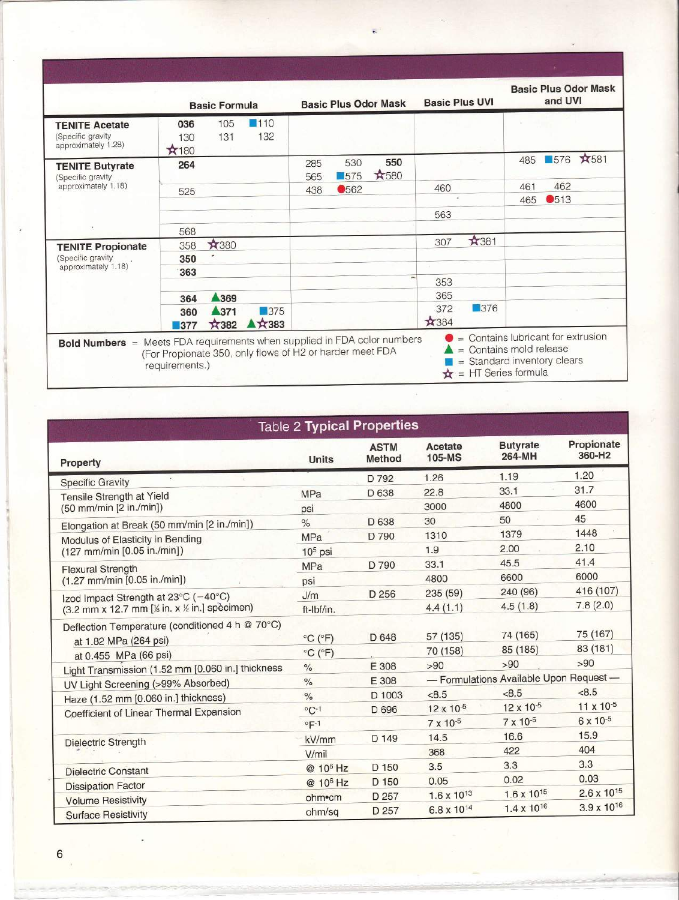| | Basic Formula | Basic Plus Odor Mask | Basic Plus UVI | Basic Plus Odor Mask and UVI |
|---|---|---|---|---|
| **TENITE Acetate** (Specific gravity approximately 1.28) | **036** 105 ■110 130 131 132 ☆180 | | | |
| **TENITE Butyrate** (Specific gravity approximately 1.18) | **264** | 285 530 **550** 565 ■575 ☆580 | | 485 ■576 ☆581 |
| | 525 | 438 ●562 | 460 | 461 462 465 ●513 |
| | | | 563 | |
| | 568 | | | |
| **TENITE Propionate** (Specific gravity approximately 1.18) | 358 ☆380 | | 307 ☆381 | |
| | **350** | | | |
| | **363** | | | |
| | | | 353 | |
| | **364** ▲369 | | 365 | |
| | **360** ▲371 ■375 | | 372 ■376 | |
| | ■**377** ☆382 ▲☆**383** | | ☆384 | |

**Bold Numbers** = Meets FDA requirements when supplied in FDA color numbers (For Propionate 350, only flows of H2 or harder meet FDA requirements.)

● = Contains lubricant for extrusion
▲ = Contains mold release
■ = Standard inventory clears
☆ = HT Series formula

## Table 2 Typical Properties

| Property | Units | ASTM Method | Acetate 105-MS | Butyrate 264-MH | Propionate 360-H2 |
|---|---|---|---|---|---|
| Specific Gravity | | D 792 | 1.26 | 1.19 | 1.20 |
| Tensile Strength at Yield (50 mm/min [2 in./min]) | MPa | D 638 | 22.8 | 33.1 | 31.7 |
| | psi | | 3000 | 4800 | 4600 |
| Elongation at Break (50 mm/min [2 in./min]) | % | D 638 | 30 | 50 | 45 |
| Modulus of Elasticity in Bending (127 mm/min [0.05 in./min]) | MPa | D 790 | 1310 | 1379 | 1448 |
| | $10^5$ psi | | 1.9 | 2.00 | 2.10 |
| Flexural Strength (1.27 mm/min [0.05 in./min]) | MPa | D 790 | 33.1 | 45.5 | 41.4 |
| | psi | | 4800 | 6600 | 6000 |
| Izod Impact Strength at 23°C (−40°C) (3.2 mm x 12.7 mm [⅛ in. x ½ in.] specimen) | J/m | D 256 | 235 (59) | 240 (96) | 416 (107) |
| | ft-lbf/in. | | 4.4 (1.1) | 4.5 (1.8) | 7.8 (2.0) |
| Deflection Temperature (conditioned 4 h @ 70°C) | | | | | |
| at 1.82 MPa (264 psi) | °C (°F) | D 648 | 57 (135) | 74 (165) | 75 (167) |
| at 0.455 MPa (66 psi) | °C (°F) | | 70 (158) | 85 (185) | 83 (181) |
| Light Transmission (1.52 mm [0.060 in.] thickness | % | E 308 | >90 | >90 | >90 |
| UV Light Screening (>99% Absorbed) | % | E 308 | — Formulations Available Upon Request — | | |
| Haze (1.52 mm [0.060 in.] thickness) | % | D 1003 | <8.5 | <8.5 | <8.5 |
| Coefficient of Linear Thermal Expansion | $°C^{-1}$ | D 696 | $12 \times 10^{-5}$ | $12 \times 10^{-5}$ | $11 \times 10^{-5}$ |
| | $°F^{-1}$ | | $7 \times 10^{-5}$ | $7 \times 10^{-5}$ | $6 \times 10^{-5}$ |
| Dielectric Strength | kV/mm | D 149 | 14.5 | 16.6 | 15.9 |
| | V/mil | | 368 | 422 | 404 |
| Dielectric Constant | @ $10^6$ Hz | D 150 | 3.5 | 3.3 | 3.3 |
| Dissipation Factor | @ $10^6$ Hz | D 150 | 0.05 | 0.02 | 0.03 |
| Volume Resistivity | ohm•cm | D 257 | $1.6 \times 10^{13}$ | $1.6 \times 10^{15}$ | $2.6 \times 10^{15}$ |
| Surface Resistivity | ohm/sq | D 257 | $6.8 \times 10^{14}$ | $1.4 \times 10^{16}$ | $3.9 \times 10^{16}$ |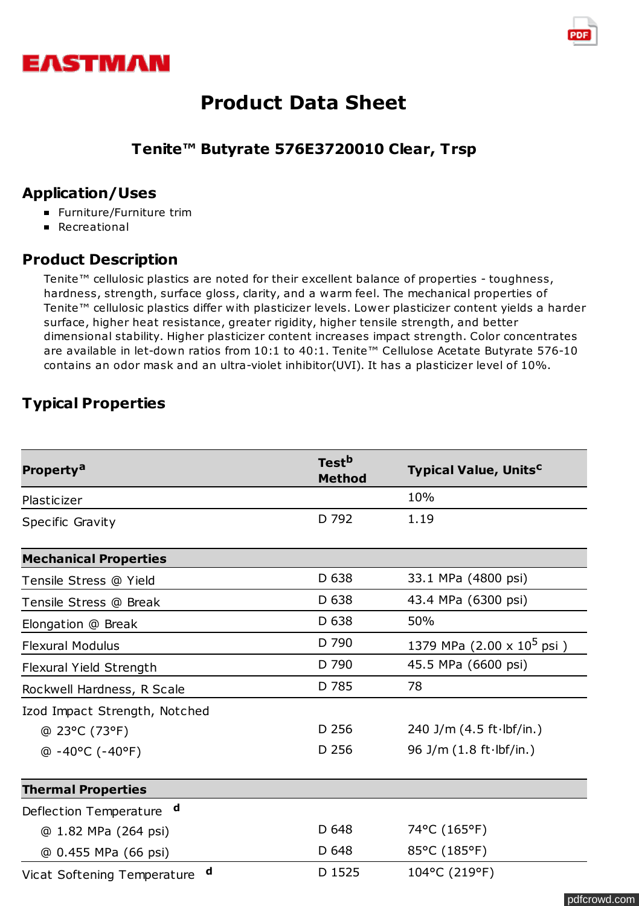EASTMAN

# Product Data Sheet

### Tenite™ Butyrate 576E3720010 Clear, Trsp

## Application/Uses

- Furniture/Furniture trim
- Recreational

## Product Description

Tenite™ cellulosic plastics are noted for their excellent balance of properties - toughness, hardness, strength, surface gloss, clarity, and a warm feel. The mechanical properties of Tenite™ cellulosic plastics differ with plasticizer levels. Lower plasticizer content yields a harder surface, higher heat resistance, greater rigidity, higher tensile strength, and better dimensional stability. Higher plasticizer content increases impact strength. Color concentrates are available in let-down ratios from 10:1 to 40:1. Tenite™ Cellulose Acetate Butyrate 576-10 contains an odor mask and an ultra-violet inhibitor(UVI). It has a plasticizer level of 10%.

## Typical Properties

| Property[a] | Test[b] Method | Typical Value, Units[c] |
|---|---|---|
| Plasticizer | | 10% |
| Specific Gravity | D 792 | 1.19 |
| **Mechanical Properties** | | |
| Tensile Stress @ Yield | D 638 | 33.1 MPa (4800 psi) |
| Tensile Stress @ Break | D 638 | 43.4 MPa (6300 psi) |
| Elongation @ Break | D 638 | 50% |
| Flexural Modulus | D 790 | 1379 MPa ($2.00 \times 10^5$ psi ) |
| Flexural Yield Strength | D 790 | 45.5 MPa (6600 psi) |
| Rockwell Hardness, R Scale | D 785 | 78 |
| Izod Impact Strength, Notched | | |
| @ 23°C (73°F) | D 256 | 240 J/m (4.5 ft·lbf/in.) |
| @ -40°C (-40°F) | D 256 | 96 J/m (1.8 ft·lbf/in.) |
| **Thermal Properties** | | |
| Deflection Temperature [d] | | |
| @ 1.82 MPa (264 psi) | D 648 | 74°C (165°F) |
| @ 0.455 MPa (66 psi) | D 648 | 85°C (185°F) |
| Vicat Softening Temperature [d] | D 1525 | 104°C (219°F) |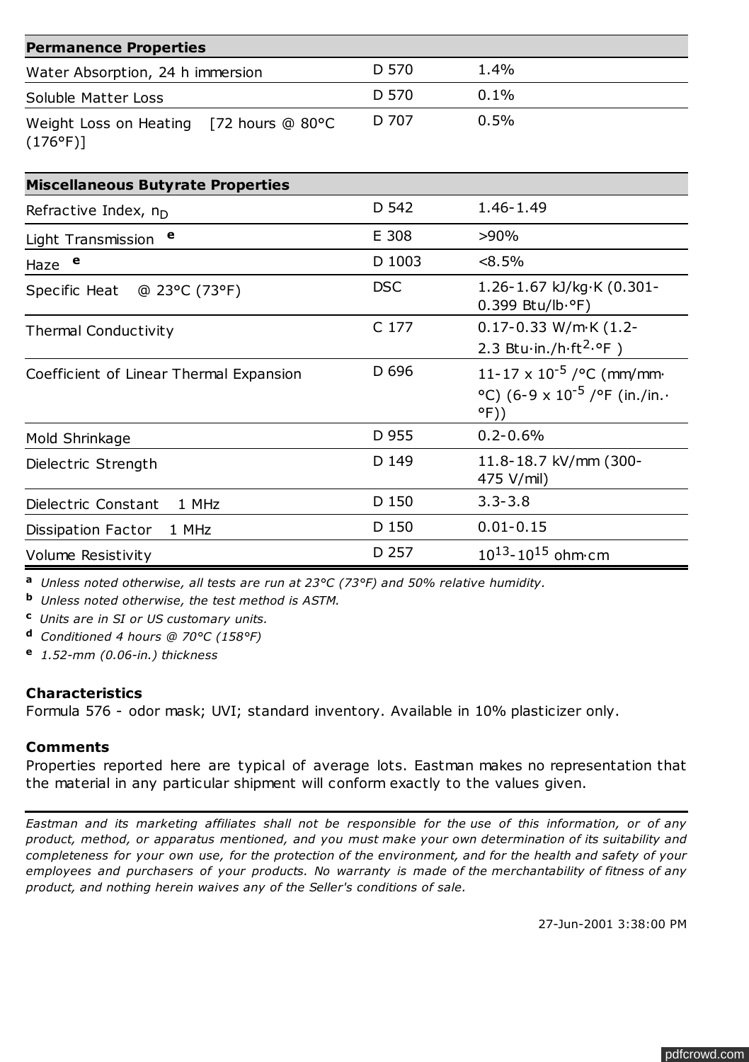| Permanence Properties | | |
|---|---|---|
| Water Absorption, 24 h immersion | D 570 | 1.4% |
| Soluble Matter Loss | D 570 | 0.1% |
| Weight Loss on Heating [72 hours @ 80°C (176°F)] | D 707 | 0.5% |

| Miscellaneous Butyrate Properties | | |
|---|---|---|
| Refractive Index, $n_D$ | D 542 | 1.46-1.49 |
| Light Transmission [e] | E 308 | >90% |
| Haze [e] | D 1003 | <8.5% |
| Specific Heat @ 23°C (73°F) | DSC | 1.26-1.67 kJ/kg·K (0.301-0.399 Btu/lb·°F) |
| Thermal Conductivity | C 177 | 0.17-0.33 W/m·K (1.2-2.3 Btu·in./h·ft$^2$·°F ) |
| Coefficient of Linear Thermal Expansion | D 696 | 11-17 x $10^{-5}$ /°C (mm/mm·°C) (6-9 x $10^{-5}$ /°F (in./in.·°F)) |
| Mold Shrinkage | D 955 | 0.2-0.6% |
| Dielectric Strength | D 149 | 11.8-18.7 kV/mm (300-475 V/mil) |
| Dielectric Constant 1 MHz | D 150 | 3.3-3.8 |
| Dissipation Factor 1 MHz | D 150 | 0.01-0.15 |
| Volume Resistivity | D 257 | $10^{13}$-$10^{15}$ ohm·cm |

[a] *Unless noted otherwise, all tests are run at 23°C (73°F) and 50% relative humidity.*
[b] *Unless noted otherwise, the test method is ASTM.*
[c] *Units are in SI or US customary units.*
[d] *Conditioned 4 hours @ 70°C (158°F)*
[e] *1.52-mm (0.06-in.) thickness*

**Characteristics**
Formula 576 - odor mask; UVI; standard inventory. Available in 10% plasticizer only.

**Comments**
Properties reported here are typical of average lots. Eastman makes no representation that the material in any particular shipment will conform exactly to the values given.

*Eastman and its marketing affiliates shall not be responsible for the use of this information, or of any product, method, or apparatus mentioned, and you must make your own determination of its suitability and completeness for your own use, for the protection of the environment, and for the health and safety of your employees and purchasers of your products. No warranty is made of the merchantability of fitness of any product, and nothing herein waives any of the Seller's conditions of sale.*

27-Jun-2001 3:38:00 PM